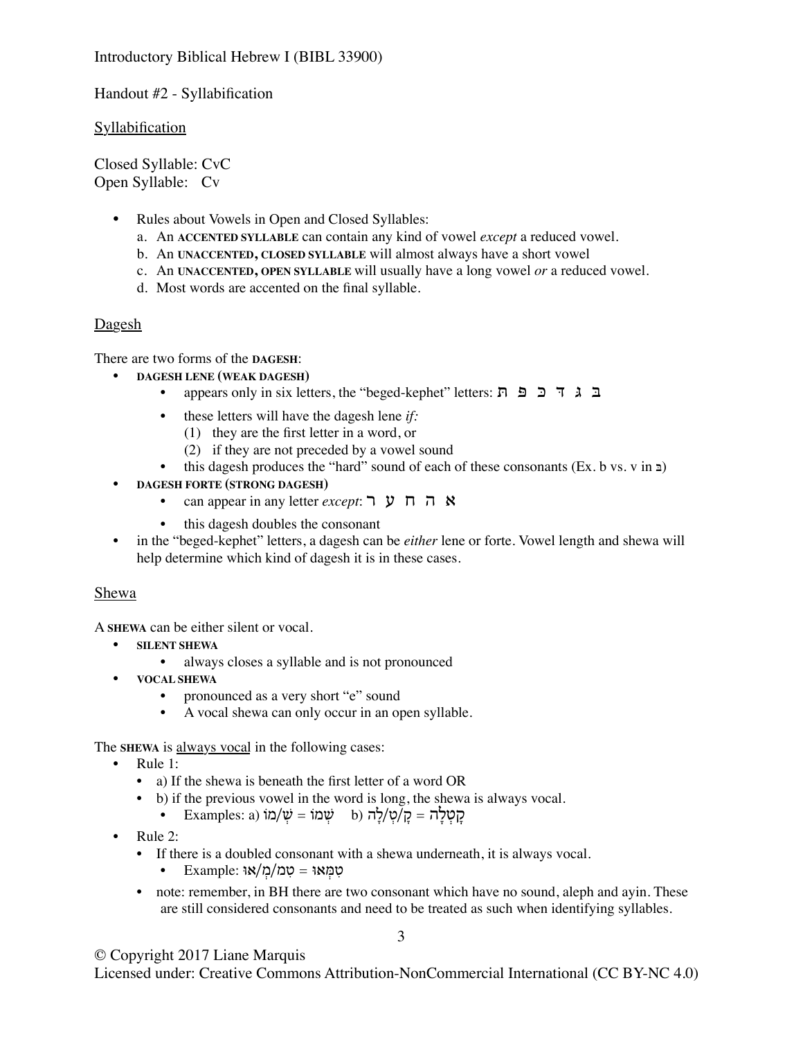Introductory Biblical Hebrew I (BIBL 33900)

Handout #2 - Syllabification

## Syllabification

Closed Syllable: CvC
Open Syllable: Cv

- Rules about Vowels in Open and Closed Syllables:
  a. An **ACCENTED SYLLABLE** can contain any kind of vowel *except* a reduced vowel.
  b. An **UNACCENTED, CLOSED SYLLABLE** will almost always have a short vowel
  c. An **UNACCENTED, OPEN SYLLABLE** will usually have a long vowel *or* a reduced vowel.
  d. Most words are accented on the final syllable.

## Dagesh

There are two forms of the **DAGESH**:

- **DAGESH LENE (WEAK DAGESH)**
  - appears only in six letters, the "beged-kephet" letters: בּ גּ דּ כּ פּ תּ
  - these letters will have the dagesh lene *if:*
    (1) they are the first letter in a word, or
    (2) if they are not preceded by a vowel sound
  - this dagesh produces the "hard" sound of each of these consonants (Ex. b vs. v in בּ)
- **DAGESH FORTE (STRONG DAGESH)**
  - can appear in any letter *except*: א ה ח ע ר
  - this dagesh doubles the consonant
- in the "beged-kephet" letters, a dagesh can be *either* lene or forte. Vowel length and shewa will help determine which kind of dagesh it is in these cases.

## Shewa

A **SHEWA** can be either silent or vocal.

- **SILENT SHEWA**
  - always closes a syllable and is not pronounced
- **VOCAL SHEWA**
  - pronounced as a very short "e" sound
  - A vocal shewa can only occur in an open syllable.

The **SHEWA** is <u>always vocal</u> in the following cases:

- Rule 1:
  - a) If the shewa is beneath the first letter of a word OR
  - b) if the previous vowel in the word is long, the shewa is always vocal.
    - Examples: a) שְׁמוֹ = שְׁ/מוֹ b) קָטְלָה = קָ/טְ/לָה
- Rule 2:
  - If there is a doubled consonant with a shewa underneath, it is always vocal.
    - Example: טִמְּאוּ = טִמ/מְ/אוּ
  - note: remember, in BH there are two consonant which have no sound, aleph and ayin. These are still considered consonants and need to be treated as such when identifying syllables.

© Copyright 2017 Liane Marquis
Licensed under: Creative Commons Attribution-NonCommercial International (CC BY-NC 4.0)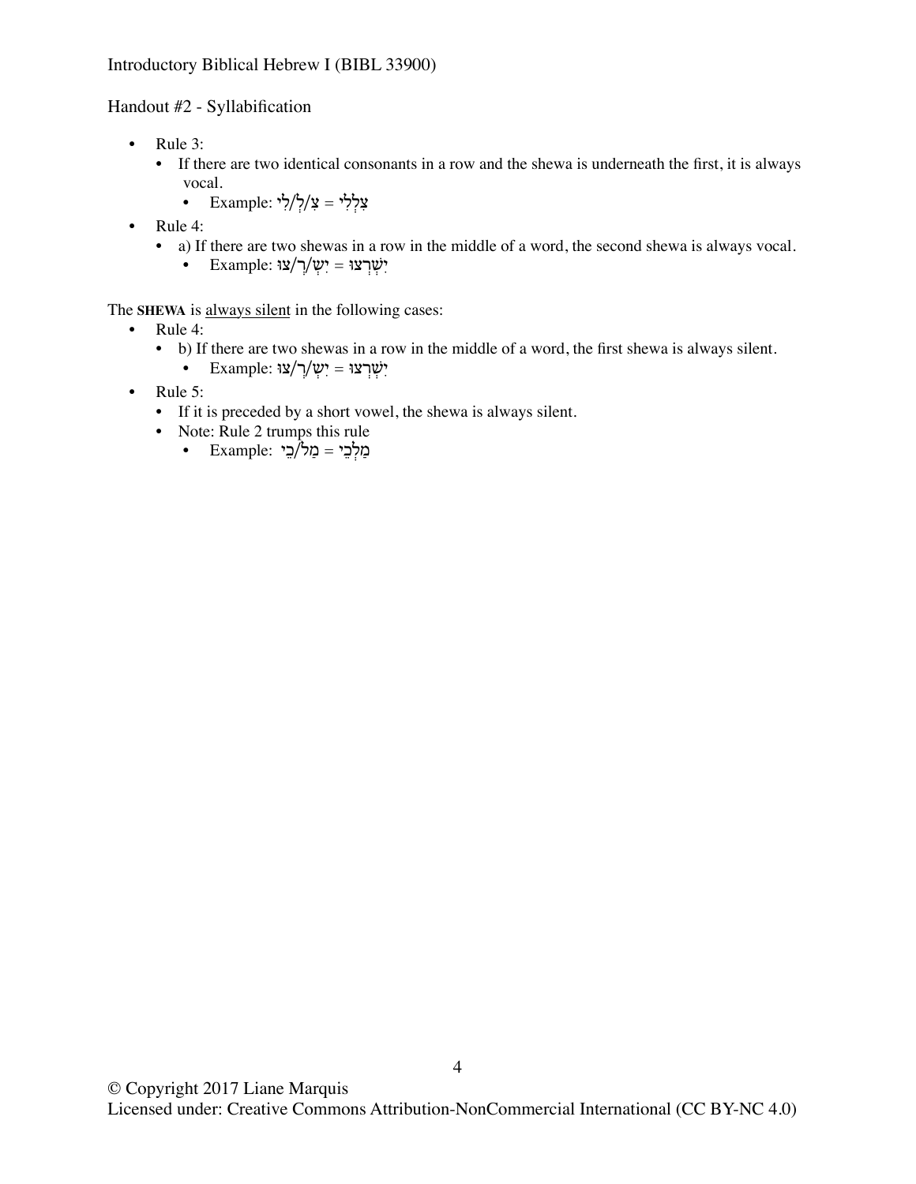- Rule 3:
  - If there are two identical consonants in a row and the shewa is underneath the first, it is always vocal.
    - Example: צִלְלֵי = צִ/לְ/לֵי
- Rule 4:
  - a) If there are two shewas in a row in the middle of a word, the second shewa is always vocal.
    - Example: יִשְׁרְצוּ = יִשְׁ/רְ/צוּ

The **SHEWA** is always silent in the following cases:

- Rule 4:
  - b) If there are two shewas in a row in the middle of a word, the first shewa is always silent.
    - Example: יִשְׁרְצוּ = יִשְׁ/רְ/צוּ
- Rule 5:
  - If it is preceded by a short vowel, the shewa is always silent.
  - Note: Rule 2 trumps this rule
    - Example: מַלְכֵי = מַל/כֵי

© Copyright 2017 Liane Marquis
Licensed under: Creative Commons Attribution-NonCommercial International (CC BY-NC 4.0)